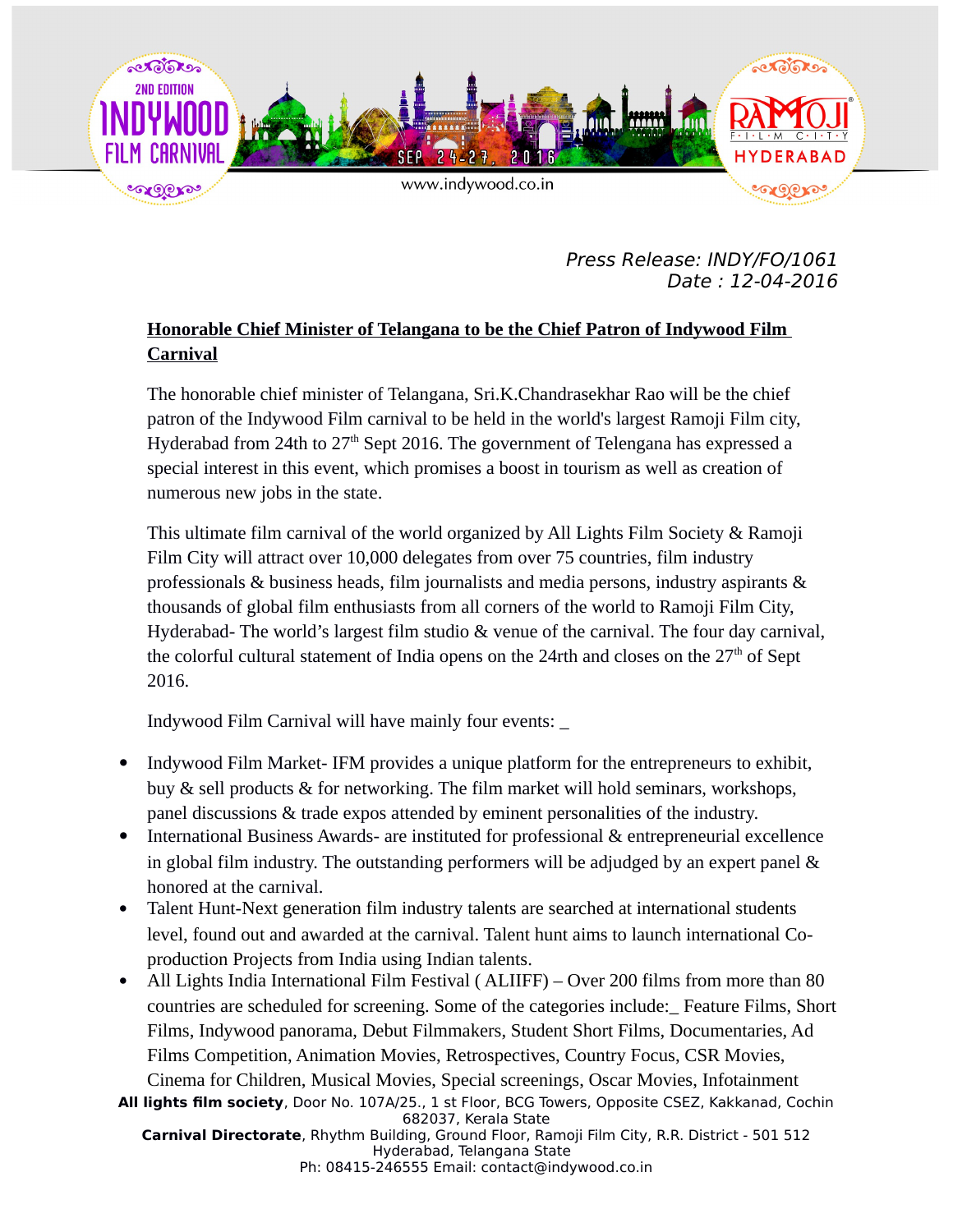2ND EDITION INDYWOOD FILM CARNIVAL

SEP 24-27, 2016

www.indywood.co.in

RAMOJI FILM CITY HYDERABAD

*Press Release: INDY/FO/1061*
*Date : 12-04-2016*

## Honorable Chief Minister of Telangana to be the Chief Patron of Indywood Film Carnival

The honorable chief minister of Telangana, Sri.K.Chandrasekhar Rao will be the chief patron of the Indywood Film carnival to be held in the world's largest Ramoji Film city, Hyderabad from 24th to 27th Sept 2016. The government of Telengana has expressed a special interest in this event, which promises a boost in tourism as well as creation of numerous new jobs in the state.

This ultimate film carnival of the world organized by All Lights Film Society & Ramoji Film City will attract over 10,000 delegates from over 75 countries, film industry professionals & business heads, film journalists and media persons, industry aspirants & thousands of global film enthusiasts from all corners of the world to Ramoji Film City, Hyderabad- The world's largest film studio & venue of the carnival. The four day carnival, the colorful cultural statement of India opens on the 24rth and closes on the 27th of Sept 2016.

Indywood Film Carnival will have mainly four events: _

- Indywood Film Market- IFM provides a unique platform for the entrepreneurs to exhibit, buy & sell products & for networking. The film market will hold seminars, workshops, panel discussions & trade expos attended by eminent personalities of the industry.
- International Business Awards- are instituted for professional & entrepreneurial excellence in global film industry. The outstanding performers will be adjudged by an expert panel & honored at the carnival.
- Talent Hunt-Next generation film industry talents are searched at international students level, found out and awarded at the carnival. Talent hunt aims to launch international Co-production Projects from India using Indian talents.
- All Lights India International Film Festival ( ALIIFF) – Over 200 films from more than 80 countries are scheduled for screening. Some of the categories include:_ Feature Films, Short Films, Indywood panorama, Debut Filmmakers, Student Short Films, Documentaries, Ad Films Competition, Animation Movies, Retrospectives, Country Focus, CSR Movies, Cinema for Children, Musical Movies, Special screenings, Oscar Movies, Infotainment

**All lights film society**, Door No. 107A/25., 1 st Floor, BCG Towers, Opposite CSEZ, Kakkanad, Cochin 682037, Kerala State
**Carnival Directorate**, Rhythm Building, Ground Floor, Ramoji Film City, R.R. District - 501 512 Hyderabad, Telangana State
Ph: 08415-246555 Email: contact@indywood.co.in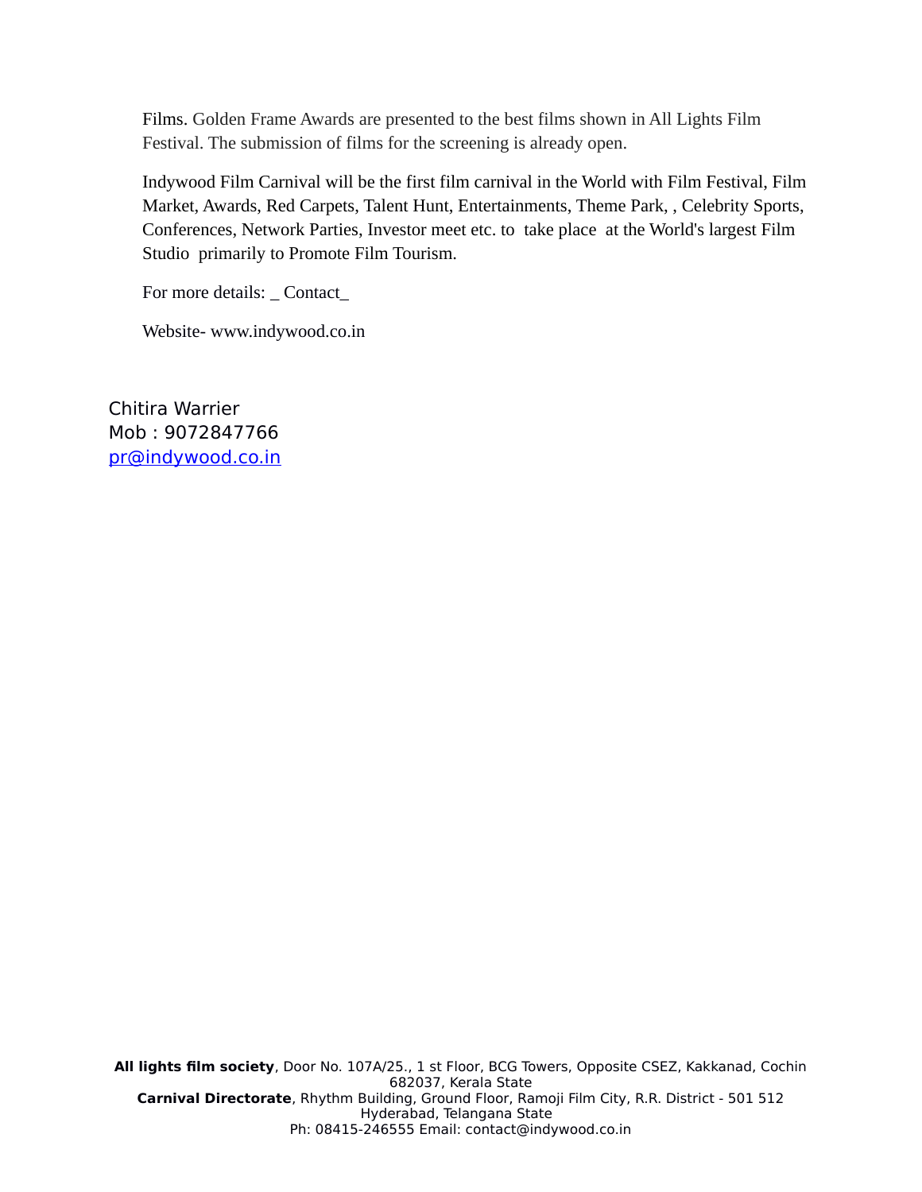Films. Golden Frame Awards are presented to the best films shown in All Lights Film Festival. The submission of films for the screening is already open.

Indywood Film Carnival will be the first film carnival in the World with Film Festival, Film Market, Awards, Red Carpets, Talent Hunt, Entertainments, Theme Park, , Celebrity Sports, Conferences, Network Parties, Investor meet etc. to take place at the World's largest Film Studio primarily to Promote Film Tourism.

For more details: _ Contact_

Website- www.indywood.co.in

Chitira Warrier
Mob : 9072847766
pr@indywood.co.in

**All lights film society**, Door No. 107A/25., 1 st Floor, BCG Towers, Opposite CSEZ, Kakkanad, Cochin 682037, Kerala State
**Carnival Directorate**, Rhythm Building, Ground Floor, Ramoji Film City, R.R. District - 501 512 Hyderabad, Telangana State
Ph: 08415-246555 Email: contact@indywood.co.in